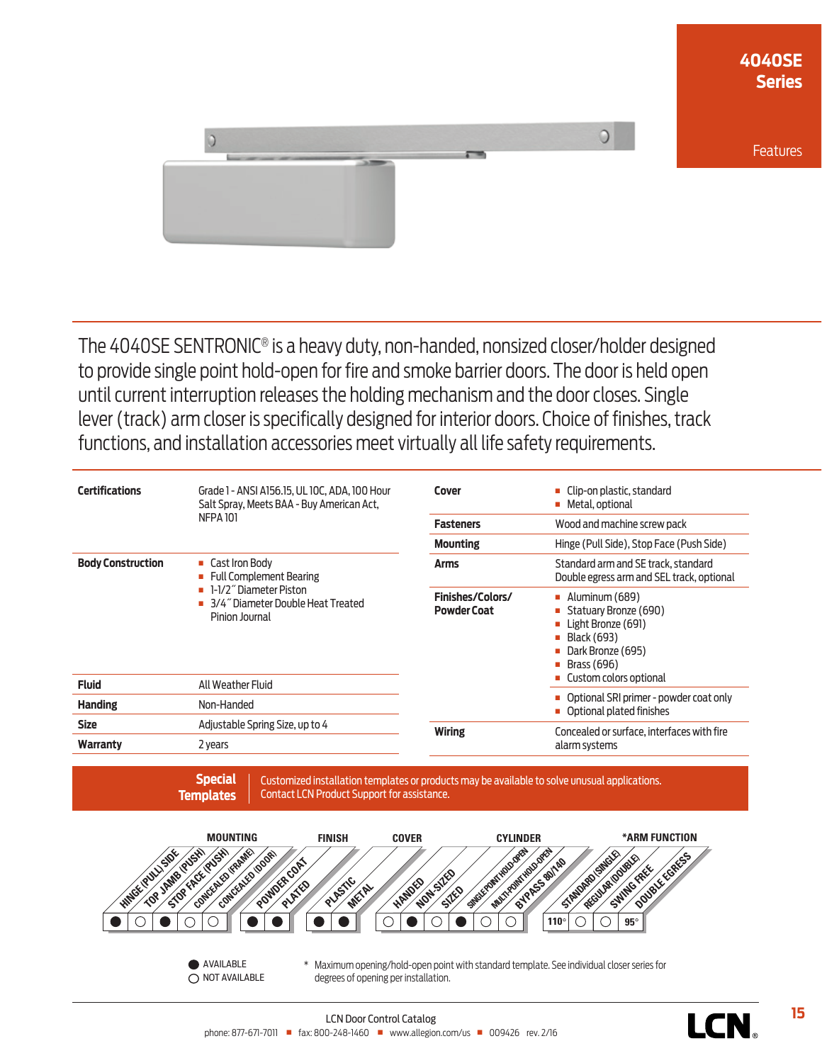# 4040SE Series

Features

The 4040SE SENTRONIC® is a heavy duty, non-handed, nonsized closer/holder designed to provide single point hold-open for fire and smoke barrier doors. The door is held open until current interruption releases the holding mechanism and the door closes. Single lever (track) arm closer is specifically designed for interior doors. Choice of finishes, track functions, and installation accessories meet virtually all life safety requirements.

| | |
|---|---|
| **Certifications** | Grade 1 - ANSI A156.15, UL 10C, ADA, 100 Hour Salt Spray, Meets BAA - Buy American Act, NFPA 101 |
| **Body Construction** | ■ Cast Iron Body<br>■ Full Complement Bearing<br>■ 1-1/2˝ Diameter Piston<br>■ 3/4˝ Diameter Double Heat Treated Pinion Journal |
| **Fluid** | All Weather Fluid |
| **Handing** | Non-Handed |
| **Size** | Adjustable Spring Size, up to 4 |
| **Warranty** | 2 years |

| | |
|---|---|
| **Cover** | ■ Clip-on plastic, standard<br>■ Metal, optional |
| **Fasteners** | Wood and machine screw pack |
| **Mounting** | Hinge (Pull Side), Stop Face (Push Side) |
| **Arms** | Standard arm and SE track, standard<br>Double egress arm and SEL track, optional |
| **Finishes/Colors/ Powder Coat** | ■ Aluminum (689)<br>■ Statuary Bronze (690)<br>■ Light Bronze (691)<br>■ Black (693)<br>■ Dark Bronze (695)<br>■ Brass (696)<br>■ Custom colors optional<br>■ Optional SRI primer - powder coat only<br>■ Optional plated finishes |
| **Wiring** | Concealed or surface, interfaces with fire alarm systems |

**Special Templates** | Customized installation templates or products may be available to solve unusual applications. Contact LCN Product Support for assistance.

| Group | Option | Availability |
|---|---|---|
| MOUNTING | Hinge (Pull) Side | ● |
| | Top Jamb (Push) | ○ |
| | Stop Face (Push) | ● |
| | Concealed (Frame) | ○ |
| | Concealed (Door) | ○ |
| FINISH | Powder Coat | ● |
| | Plated | ● |
| COVER | Plastic | ● |
| | Metal | ● |
| CYLINDER | Handed | ○ |
| | Non-Sized | ● |
| | Sized | ○ |
| | Single Point Hold-Open | ● |
| | Multi-Point Hold-Open | ○ |
| | Bypass 80/140 | ○ |
| *ARM FUNCTION | Standard (Single) | 110° |
| | Regular (Double) | ○ |
| | Swing Free | ○ |
| | Double Egress | 95° |

● AVAILABLE
○ NOT AVAILABLE

\* Maximum opening/hold-open point with standard template. See individual closer series for degrees of opening per installation.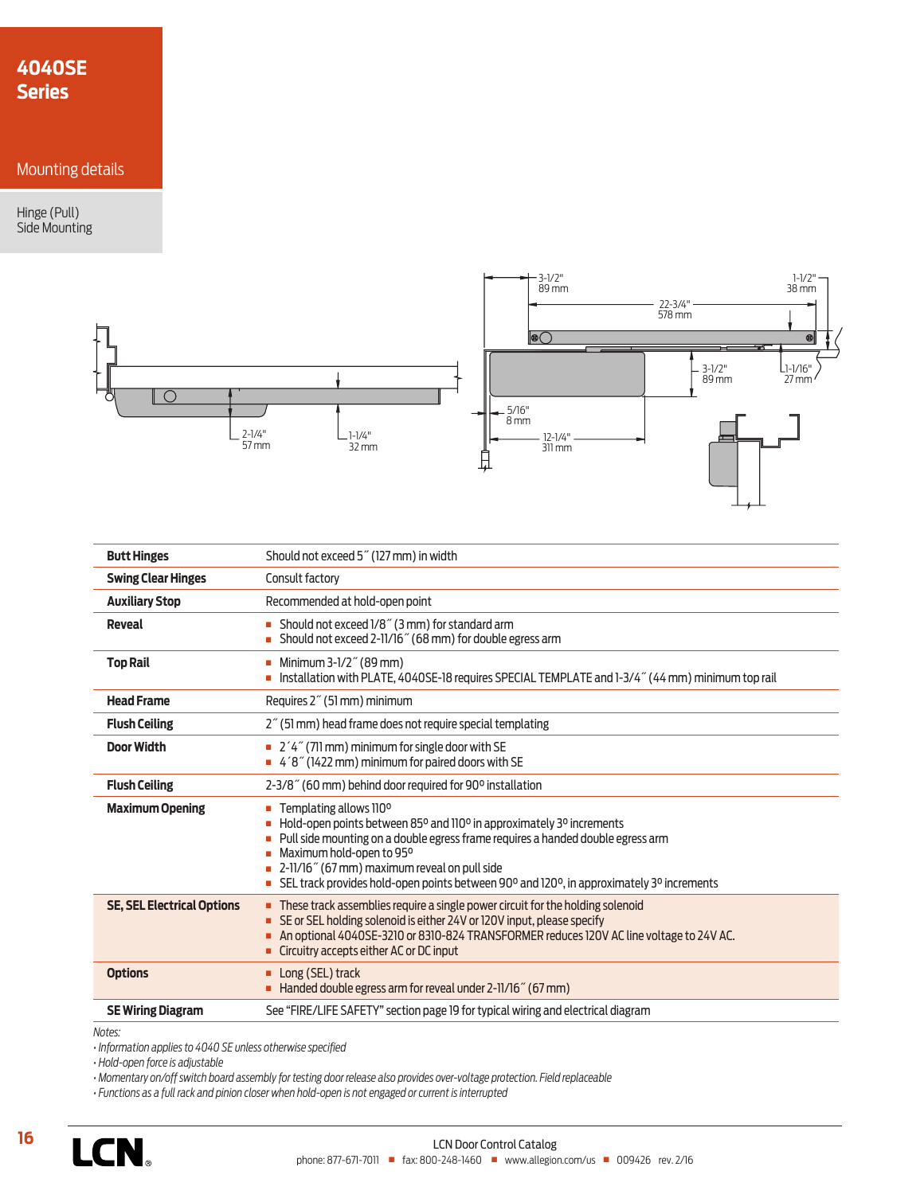# 4040SE Series

## Mounting details

Hinge (Pull) Side Mounting

3-1/2" 89 mm

1-1/2" 38 mm

22-3/4" 578 mm

3-1/2" 89 mm

1-1/16" 27 mm

5/16" 8 mm

12-1/4" 311 mm

2-1/4" 57 mm

1-1/4" 32 mm

| | |
|---|---|
| **Butt Hinges** | Should not exceed 5″ (127 mm) in width |
| **Swing Clear Hinges** | Consult factory |
| **Auxiliary Stop** | Recommended at hold-open point |
| **Reveal** | ■ Should not exceed 1/8″ (3 mm) for standard arm<br>■ Should not exceed 2-11/16″ (68 mm) for double egress arm |
| **Top Rail** | ■ Minimum 3-1/2″ (89 mm)<br>■ Installation with PLATE, 4040SE-18 requires SPECIAL TEMPLATE and 1-3/4″ (44 mm) minimum top rail |
| **Head Frame** | Requires 2″ (51 mm) minimum |
| **Flush Ceiling** | 2″ (51 mm) head frame does not require special templating |
| **Door Width** | ■ 2´4″ (711 mm) minimum for single door with SE<br>■ 4´8″ (1422 mm) minimum for paired doors with SE |
| **Flush Ceiling** | 2-3/8″ (60 mm) behind door required for 90º installation |
| **Maximum Opening** | ■ Templating allows 110º<br>■ Hold-open points between 85º and 110º in approximately 3º increments<br>■ Pull side mounting on a double egress frame requires a handed double egress arm<br>■ Maximum hold-open to 95º<br>■ 2-11/16″ (67 mm) maximum reveal on pull side<br>■ SEL track provides hold-open points between 90º and 120º, in approximately 3º increments |
| **SE, SEL Electrical Options** | ■ These track assemblies require a single power circuit for the holding solenoid<br>■ SE or SEL holding solenoid is either 24V or 120V input, please specify<br>■ An optional 4040SE-3210 or 8310-824 TRANSFORMER reduces 120V AC line voltage to 24V AC.<br>■ Circuitry accepts either AC or DC input |
| **Options** | ■ Long (SEL) track<br>■ Handed double egress arm for reveal under 2-11/16″ (67 mm) |
| **SE Wiring Diagram** | See "FIRE/LIFE SAFETY" section page 19 for typical wiring and electrical diagram |

*Notes:*

- *Information applies to 4040 SE unless otherwise specified*
- *Hold-open force is adjustable*
- *Momentary on/off switch board assembly for testing door release also provides over-voltage protection. Field replaceable*
- *Functions as a full rack and pinion closer when hold-open is not engaged or current is interrupted*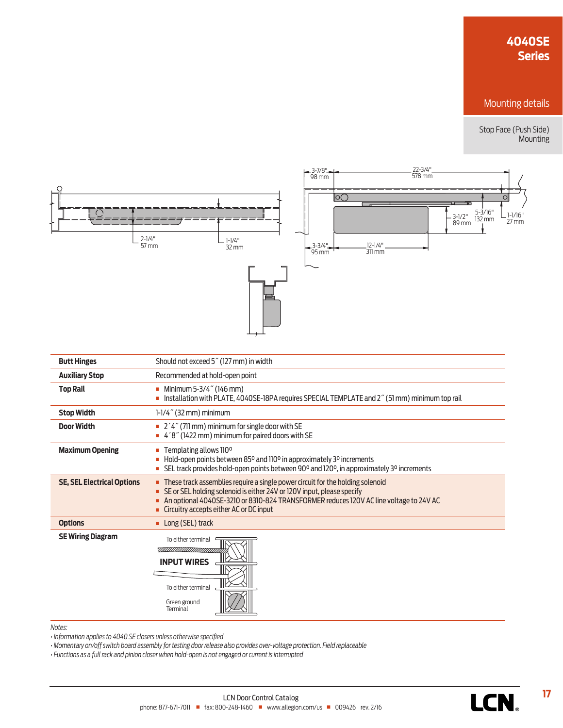# 4040SE Series

## Mounting details

### Stop Face (Push Side) Mounting

2-1/4" 57 mm

1-1/4" 32 mm

3-7/8" 98 mm

22-3/4" 578 mm

3-1/2" 89 mm

5-3/16" 132 mm

1-1/16" 27 mm

3-3/4" 95 mm

12-1/4" 311 mm

| | |
|---|---|
| **Butt Hinges** | Should not exceed 5˝ (127 mm) in width |
| **Auxiliary Stop** | Recommended at hold-open point |
| **Top Rail** | ■ Minimum 5-3/4˝ (146 mm)<br>■ Installation with PLATE, 4040SE-18PA requires SPECIAL TEMPLATE and 2˝ (51 mm) minimum top rail |
| **Stop Width** | 1-1/4˝ (32 mm) minimum |
| **Door Width** | ■ 2´4˝ (711 mm) minimum for single door with SE<br>■ 4´8˝ (1422 mm) minimum for paired doors with SE |
| **Maximum Opening** | ■ Templating allows 110º<br>■ Hold-open points between 85º and 110º in approximately 3º increments<br>■ SEL track provides hold-open points between 90º and 120º, in approximately 3º increments |
| **SE, SEL Electrical Options** | ■ These track assemblies require a single power circuit for the holding solenoid<br>■ SE or SEL holding solenoid is either 24V or 120V input, please specify<br>■ An optional 4040SE-3210 or 8310-824 TRANSFORMER reduces 120V AC line voltage to 24V AC<br>■ Circuitry accepts either AC or DC input |
| **Options** | ■ Long (SEL) track |
| **SE Wiring Diagram** | To either terminal<br>INPUT WIRES<br>To either terminal<br>Green ground Terminal |

Notes:

*• Information applies to 4040 SE closers unless otherwise specified*

*• Momentary on/off switch board assembly for testing door release also provides over-voltage protection. Field replaceable*

*• Functions as a full rack and pinion closer when hold-open is not engaged or current is interrupted*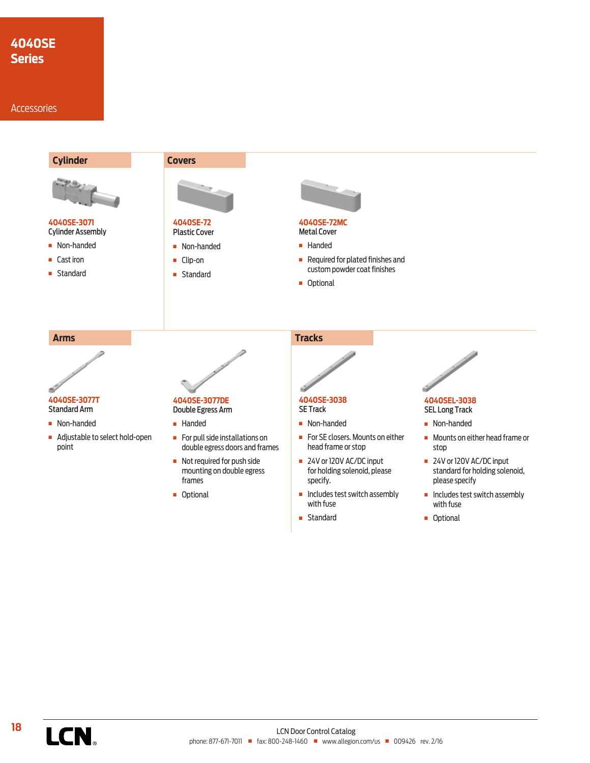# 4040SE Series

Accessories

## Cylinder

**4040SE-3071**
Cylinder Assembly

- Non-handed
- Cast iron
- Standard

## Covers

**4040SE-72**
Plastic Cover

- Non-handed
- Clip-on
- Standard

**4040SE-72MC**
Metal Cover

- Handed
- Required for plated finishes and custom powder coat finishes
- Optional

## Arms

**4040SE-3077T**
Standard Arm

- Non-handed
- Adjustable to select hold-open point

**4040SE-3077DE**
Double Egress Arm

- Handed
- For pull side installations on double egress doors and frames
- Not required for push side mounting on double egress frames
- Optional

## Tracks

**4040SE-3038**
SE Track

- Non-handed
- For SE closers. Mounts on either head frame or stop
- 24V or 120V AC/DC input for holding solenoid, please specify.
- Includes test switch assembly with fuse
- Standard

**4040SEL-3038**
SEL Long Track

- Non-handed
- Mounts on either head frame or stop
- 24V or 120V AC/DC input standard for holding solenoid, please specify
- Includes test switch assembly with fuse
- Optional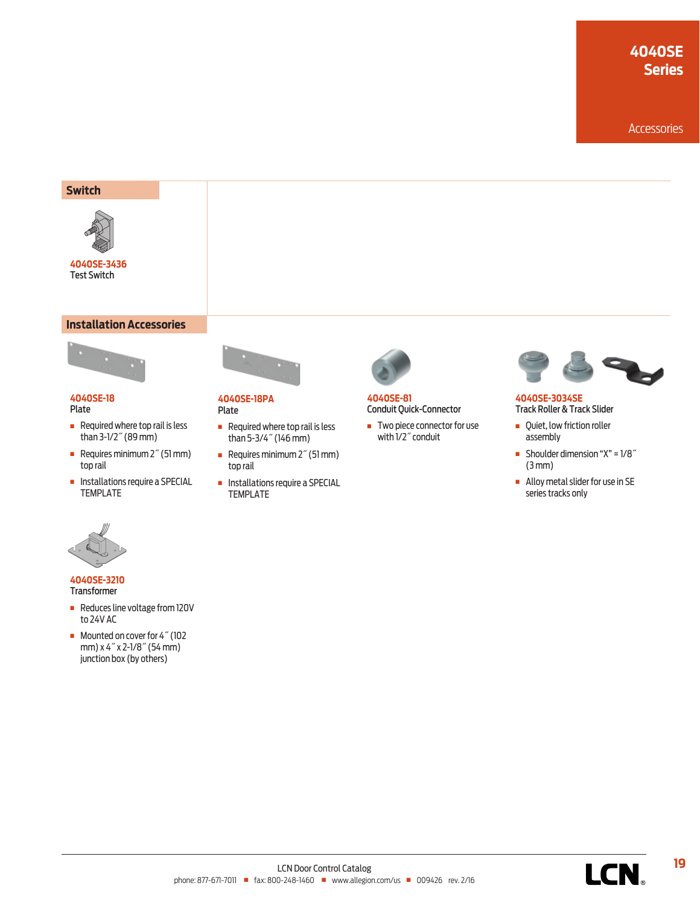# 4040SE Series

Accessories

## Switch

**4040SE-3436**
Test Switch

## Installation Accessories

**4040SE-18**
Plate

- Required where top rail is less than 3-1/2″ (89 mm)
- Requires minimum 2″ (51 mm) top rail
- Installations require a SPECIAL TEMPLATE

**4040SE-18PA**
Plate

- Required where top rail is less than 5-3/4″ (146 mm)
- Requires minimum 2″ (51 mm) top rail
- Installations require a SPECIAL TEMPLATE

**4040SE-81**
Conduit Quick-Connector

- Two piece connector for use with 1/2″ conduit

**4040SE-3034SE**
Track Roller & Track Slider

- Quiet, low friction roller assembly
- Shoulder dimension "X" = 1/8″ (3 mm)
- Alloy metal slider for use in SE series tracks only

**4040SE-3210**
Transformer

- Reduces line voltage from 120V to 24V AC
- Mounted on cover for 4″ (102 mm) x 4″ x 2-1/8″ (54 mm) junction box (by others)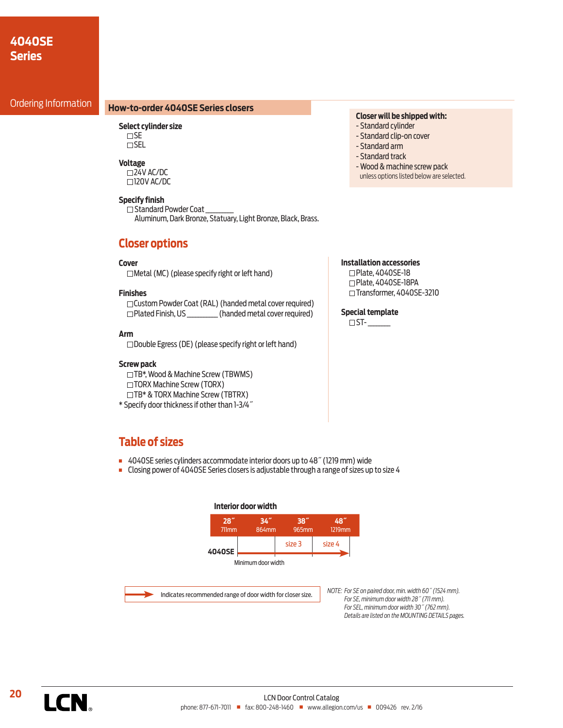# 4040SE Series

Ordering Information

## How-to-order 4040SE Series closers

**Select cylinder size**
☐SE
☐SEL

**Voltage**
☐24V AC/DC
☐120V AC/DC

**Specify finish**
☐ Standard Powder Coat _______
Aluminum, Dark Bronze, Statuary, Light Bronze, Black, Brass.

**Closer will be shipped with:**
- Standard cylinder
- Standard clip-on cover
- Standard arm
- Standard track
- Wood & machine screw pack

unless options listed below are selected.

## Closer options

**Cover**
☐Metal (MC) (please specify right or left hand)

**Finishes**
☐Custom Powder Coat (RAL) (handed metal cover required)
☐Plated Finish, US ________ (handed metal cover required)

**Arm**
☐Double Egress (DE) (please specify right or left hand)

**Screw pack**
☐TB*, Wood & Machine Screw (TBWMS)
☐TORX Machine Screw (TORX)
☐TB* & TORX Machine Screw (TBTRX)

* Specify door thickness if other than 1-3/4″

**Installation accessories**
☐Plate, 4040SE-18
☐Plate, 4040SE-18PA
☐Transformer, 4040SE-3210

**Special template**
☐ST- ______

## Table of sizes

- 4040SE series cylinders accommodate interior doors up to 48″ (1219 mm) wide
- Closing power of 4040SE Series closers is adjustable through a range of sizes up to size 4

Interior door width

28″ 711mm
34″ 864mm
38″ 965mm
48″ 1219mm

4040SE
size 3
size 4
Minimum door width

Indicates recommended range of door width for closer size.

*NOTE: For SE on paired door, min. width 60″ (1524 mm).*
*For SE, minimum door width 28″ (711 mm).*
*For SEL, minimum door width 30″ (762 mm).*
*Details are listed on the MOUNTING DETAILS pages.*